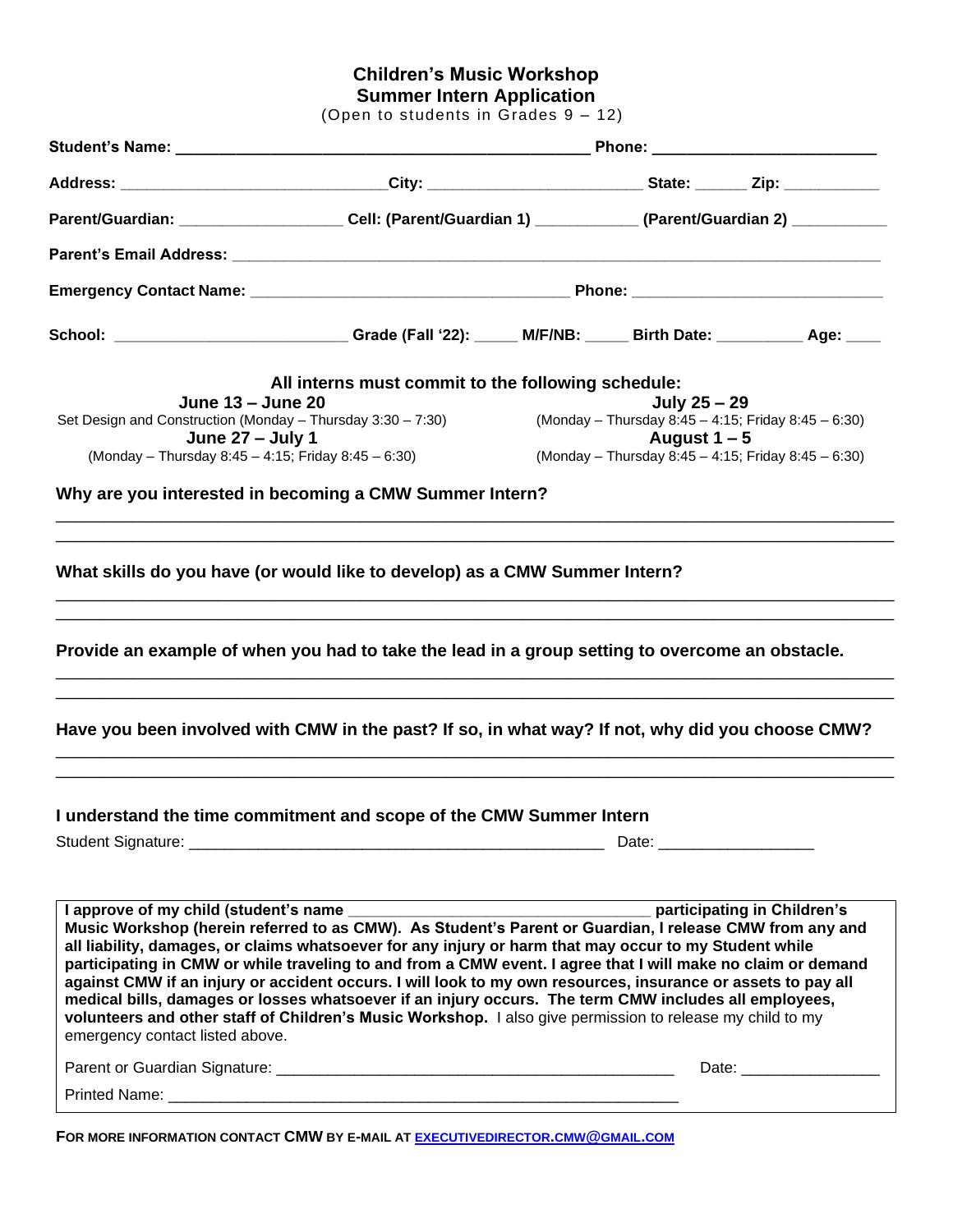# Children's Music Workshop
## Summer Intern Application

(Open to students in Grades 9 – 12)

**Student's Name:** ________________________________________________ **Phone:** ________________________

**Address:** ______________________________**City:** ________________________ **State:** ______ **Zip:** ___________

**Parent/Guardian:** __________________ **Cell: (Parent/Guardian 1)** ___________ **(Parent/Guardian 2)** ___________

**Parent's Email Address:** ____________________________________________________________________________

**Emergency Contact Name:** ____________________________________ **Phone:** ____________________________

**School:** __________________________ **Grade (Fall '22):** _____ **M/F/NB:** _____ **Birth Date:** __________ **Age:** ____

**All interns must commit to the following schedule:**

**June 13 – June 20**
Set Design and Construction (Monday – Thursday 3:30 – 7:30)

**June 27 – July 1**
(Monday – Thursday 8:45 – 4:15; Friday 8:45 – 6:30)

**July 25 – 29**
(Monday – Thursday 8:45 – 4:15; Friday 8:45 – 6:30)

**August 1 – 5**
(Monday – Thursday 8:45 – 4:15; Friday 8:45 – 6:30)

**Why are you interested in becoming a CMW Summer Intern?**

________________________________________________________________________________________

________________________________________________________________________________________

**What skills do you have (or would like to develop) as a CMW Summer Intern?**

________________________________________________________________________________________

________________________________________________________________________________________

**Provide an example of when you had to take the lead in a group setting to overcome an obstacle.**

________________________________________________________________________________________

________________________________________________________________________________________

**Have you been involved with CMW in the past? If so, in what way? If not, why did you choose CMW?**

________________________________________________________________________________________

________________________________________________________________________________________

**I understand the time commitment and scope of the CMW Summer Intern**

Student Signature: ________________________________________________ Date: _________________

**I approve of my child (student's name** __________________________________ **participating in Children's Music Workshop (herein referred to as CMW). As Student's Parent or Guardian, I release CMW from any and all liability, damages, or claims whatsoever for any injury or harm that may occur to my Student while participating in CMW or while traveling to and from a CMW event. I agree that I will make no claim or demand against CMW if an injury or accident occurs. I will look to my own resources, insurance or assets to pay all medical bills, damages or losses whatsoever if an injury occurs. The term CMW includes all employees, volunteers and other staff of Children's Music Workshop.** I also give permission to release my child to my emergency contact listed above.

Parent or Guardian Signature: ______________________________________________ Date: ________________

Printed Name: ____________________________________________________________

FOR MORE INFORMATION CONTACT CMW BY E-MAIL AT EXECUTIVEDIRECTOR.CMW@GMAIL.COM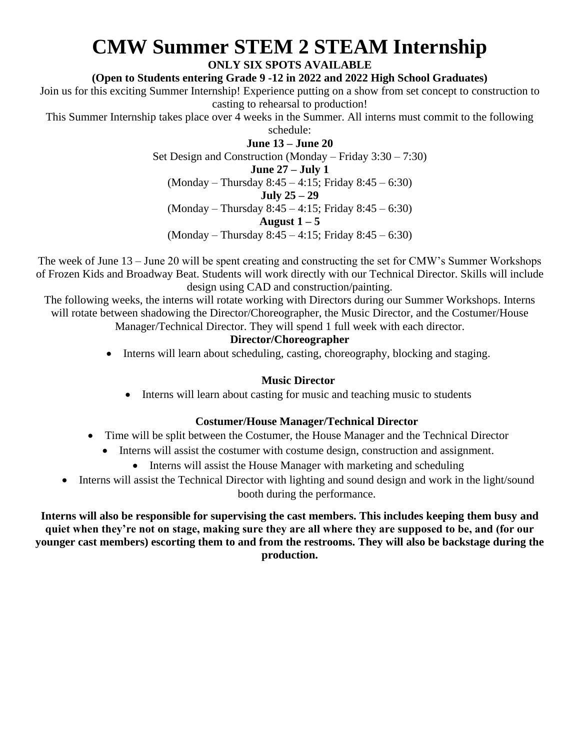# CMW Summer STEM 2 STEAM Internship

**ONLY SIX SPOTS AVAILABLE**

**(Open to Students entering Grade 9 -12 in 2022 and 2022 High School Graduates)**

Join us for this exciting Summer Internship! Experience putting on a show from set concept to construction to casting to rehearsal to production!

This Summer Internship takes place over 4 weeks in the Summer. All interns must commit to the following schedule:

**June 13 – June 20**

Set Design and Construction (Monday – Friday 3:30 – 7:30)

**June 27 – July 1**

(Monday – Thursday 8:45 – 4:15; Friday 8:45 – 6:30)

**July 25 – 29**

(Monday – Thursday 8:45 – 4:15; Friday 8:45 – 6:30)

**August 1 – 5**

(Monday – Thursday 8:45 – 4:15; Friday 8:45 – 6:30)

The week of June 13 – June 20 will be spent creating and constructing the set for CMW's Summer Workshops of Frozen Kids and Broadway Beat. Students will work directly with our Technical Director. Skills will include design using CAD and construction/painting.

The following weeks, the interns will rotate working with Directors during our Summer Workshops. Interns will rotate between shadowing the Director/Choreographer, the Music Director, and the Costumer/House Manager/Technical Director. They will spend 1 full week with each director.

**Director/Choreographer**

- Interns will learn about scheduling, casting, choreography, blocking and staging.

**Music Director**

- Interns will learn about casting for music and teaching music to students

**Costumer/House Manager/Technical Director**

- Time will be split between the Costumer, the House Manager and the Technical Director
- Interns will assist the costumer with costume design, construction and assignment.
- Interns will assist the House Manager with marketing and scheduling
- Interns will assist the Technical Director with lighting and sound design and work in the light/sound booth during the performance.

**Interns will also be responsible for supervising the cast members. This includes keeping them busy and quiet when they're not on stage, making sure they are all where they are supposed to be, and (for our younger cast members) escorting them to and from the restrooms. They will also be backstage during the production.**